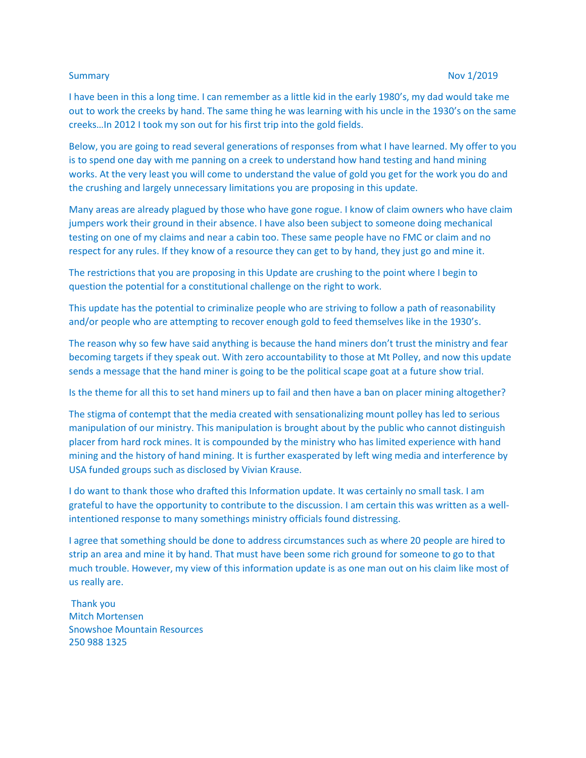Summary Nov 1/2019

I have been in this a long time. I can remember as a little kid in the early 1980's, my dad would take me out to work the creeks by hand. The same thing he was learning with his uncle in the 1930's on the same creeks…In 2012 I took my son out for his first trip into the gold fields.

Below, you are going to read several generations of responses from what I have learned. My offer to you is to spend one day with me panning on a creek to understand how hand testing and hand mining works. At the very least you will come to understand the value of gold you get for the work you do and the crushing and largely unnecessary limitations you are proposing in this update.

Many areas are already plagued by those who have gone rogue. I know of claim owners who have claim jumpers work their ground in their absence. I have also been subject to someone doing mechanical testing on one of my claims and near a cabin too. These same people have no FMC or claim and no respect for any rules. If they know of a resource they can get to by hand, they just go and mine it.

The restrictions that you are proposing in this Update are crushing to the point where I begin to question the potential for a constitutional challenge on the right to work.

This update has the potential to criminalize people who are striving to follow a path of reasonability and/or people who are attempting to recover enough gold to feed themselves like in the 1930's.

The reason why so few have said anything is because the hand miners don't trust the ministry and fear becoming targets if they speak out. With zero accountability to those at Mt Polley, and now this update sends a message that the hand miner is going to be the political scape goat at a future show trial.

Is the theme for all this to set hand miners up to fail and then have a ban on placer mining altogether?

The stigma of contempt that the media created with sensationalizing mount polley has led to serious manipulation of our ministry. This manipulation is brought about by the public who cannot distinguish placer from hard rock mines. It is compounded by the ministry who has limited experience with hand mining and the history of hand mining. It is further exasperated by left wing media and interference by USA funded groups such as disclosed by Vivian Krause.

I do want to thank those who drafted this Information update. It was certainly no small task. I am grateful to have the opportunity to contribute to the discussion. I am certain this was written as a well-intentioned response to many somethings ministry officials found distressing.

I agree that something should be done to address circumstances such as where 20 people are hired to strip an area and mine it by hand. That must have been some rich ground for someone to go to that much trouble. However, my view of this information update is as one man out on his claim like most of us really are.

Thank you  
Mitch Mortensen  
Snowshoe Mountain Resources  
250 988 1325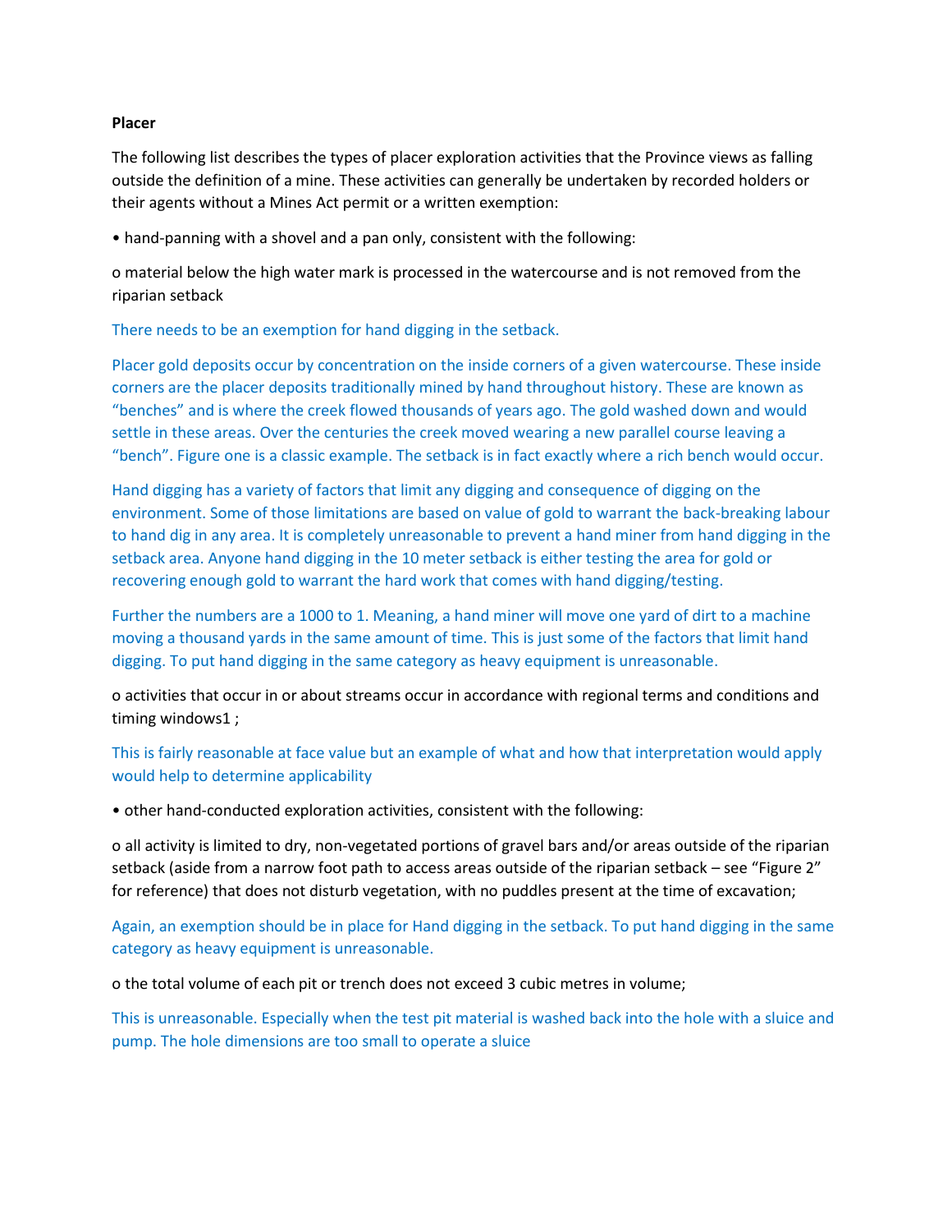**Placer**

The following list describes the types of placer exploration activities that the Province views as falling outside the definition of a mine. These activities can generally be undertaken by recorded holders or their agents without a Mines Act permit or a written exemption:

- hand-panning with a shovel and a pan only, consistent with the following:
  - material below the high water mark is processed in the watercourse and is not removed from the riparian setback

There needs to be an exemption for hand digging in the setback.

Placer gold deposits occur by concentration on the inside corners of a given watercourse. These inside corners are the placer deposits traditionally mined by hand throughout history. These are known as "benches" and is where the creek flowed thousands of years ago. The gold washed down and would settle in these areas. Over the centuries the creek moved wearing a new parallel course leaving a "bench". Figure one is a classic example. The setback is in fact exactly where a rich bench would occur.

Hand digging has a variety of factors that limit any digging and consequence of digging on the environment. Some of those limitations are based on value of gold to warrant the back-breaking labour to hand dig in any area. It is completely unreasonable to prevent a hand miner from hand digging in the setback area. Anyone hand digging in the 10 meter setback is either testing the area for gold or recovering enough gold to warrant the hard work that comes with hand digging/testing.

Further the numbers are a 1000 to 1. Meaning, a hand miner will move one yard of dirt to a machine moving a thousand yards in the same amount of time. This is just some of the factors that limit hand digging. To put hand digging in the same category as heavy equipment is unreasonable.

- activities that occur in or about streams occur in accordance with regional terms and conditions and timing windows[1] ;

This is fairly reasonable at face value but an example of what and how that interpretation would apply would help to determine applicability

- other hand-conducted exploration activities, consistent with the following:
  - all activity is limited to dry, non-vegetated portions of gravel bars and/or areas outside of the riparian setback (aside from a narrow foot path to access areas outside of the riparian setback – see "Figure 2" for reference) that does not disturb vegetation, with no puddles present at the time of excavation;

Again, an exemption should be in place for Hand digging in the setback. To put hand digging in the same category as heavy equipment is unreasonable.

- the total volume of each pit or trench does not exceed 3 cubic metres in volume;

This is unreasonable. Especially when the test pit material is washed back into the hole with a sluice and pump. The hole dimensions are too small to operate a sluice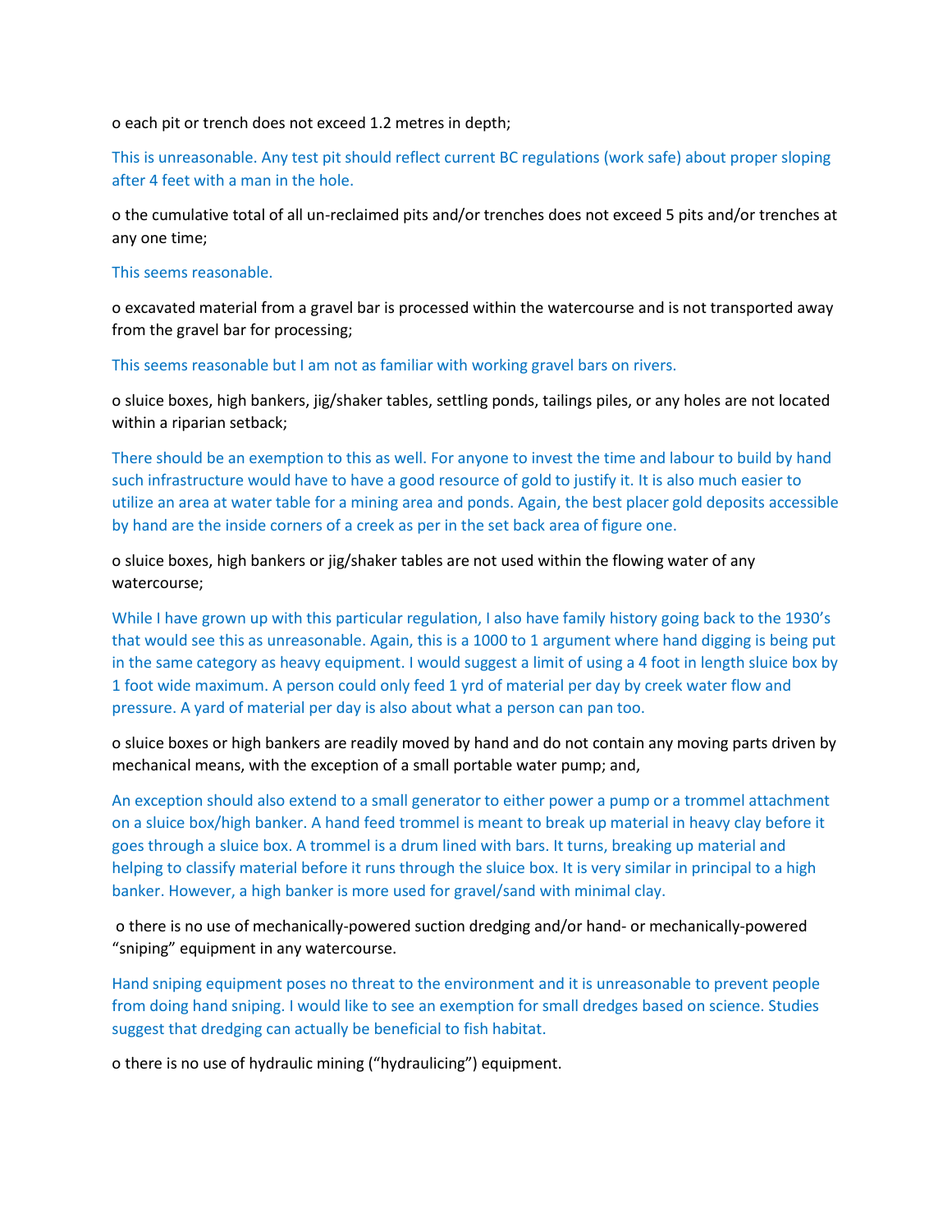o each pit or trench does not exceed 1.2 metres in depth;

This is unreasonable. Any test pit should reflect current BC regulations (work safe) about proper sloping after 4 feet with a man in the hole.

o the cumulative total of all un-reclaimed pits and/or trenches does not exceed 5 pits and/or trenches at any one time;

This seems reasonable.

o excavated material from a gravel bar is processed within the watercourse and is not transported away from the gravel bar for processing;

This seems reasonable but I am not as familiar with working gravel bars on rivers.

o sluice boxes, high bankers, jig/shaker tables, settling ponds, tailings piles, or any holes are not located within a riparian setback;

There should be an exemption to this as well. For anyone to invest the time and labour to build by hand such infrastructure would have to have a good resource of gold to justify it. It is also much easier to utilize an area at water table for a mining area and ponds. Again, the best placer gold deposits accessible by hand are the inside corners of a creek as per in the set back area of figure one.

o sluice boxes, high bankers or jig/shaker tables are not used within the flowing water of any watercourse;

While I have grown up with this particular regulation, I also have family history going back to the 1930's that would see this as unreasonable. Again, this is a 1000 to 1 argument where hand digging is being put in the same category as heavy equipment. I would suggest a limit of using a 4 foot in length sluice box by 1 foot wide maximum. A person could only feed 1 yrd of material per day by creek water flow and pressure. A yard of material per day is also about what a person can pan too.

o sluice boxes or high bankers are readily moved by hand and do not contain any moving parts driven by mechanical means, with the exception of a small portable water pump; and,

An exception should also extend to a small generator to either power a pump or a trommel attachment on a sluice box/high banker. A hand feed trommel is meant to break up material in heavy clay before it goes through a sluice box. A trommel is a drum lined with bars. It turns, breaking up material and helping to classify material before it runs through the sluice box. It is very similar in principal to a high banker. However, a high banker is more used for gravel/sand with minimal clay.

o there is no use of mechanically-powered suction dredging and/or hand- or mechanically-powered "sniping" equipment in any watercourse.

Hand sniping equipment poses no threat to the environment and it is unreasonable to prevent people from doing hand sniping. I would like to see an exemption for small dredges based on science. Studies suggest that dredging can actually be beneficial to fish habitat.

o there is no use of hydraulic mining ("hydraulicing") equipment.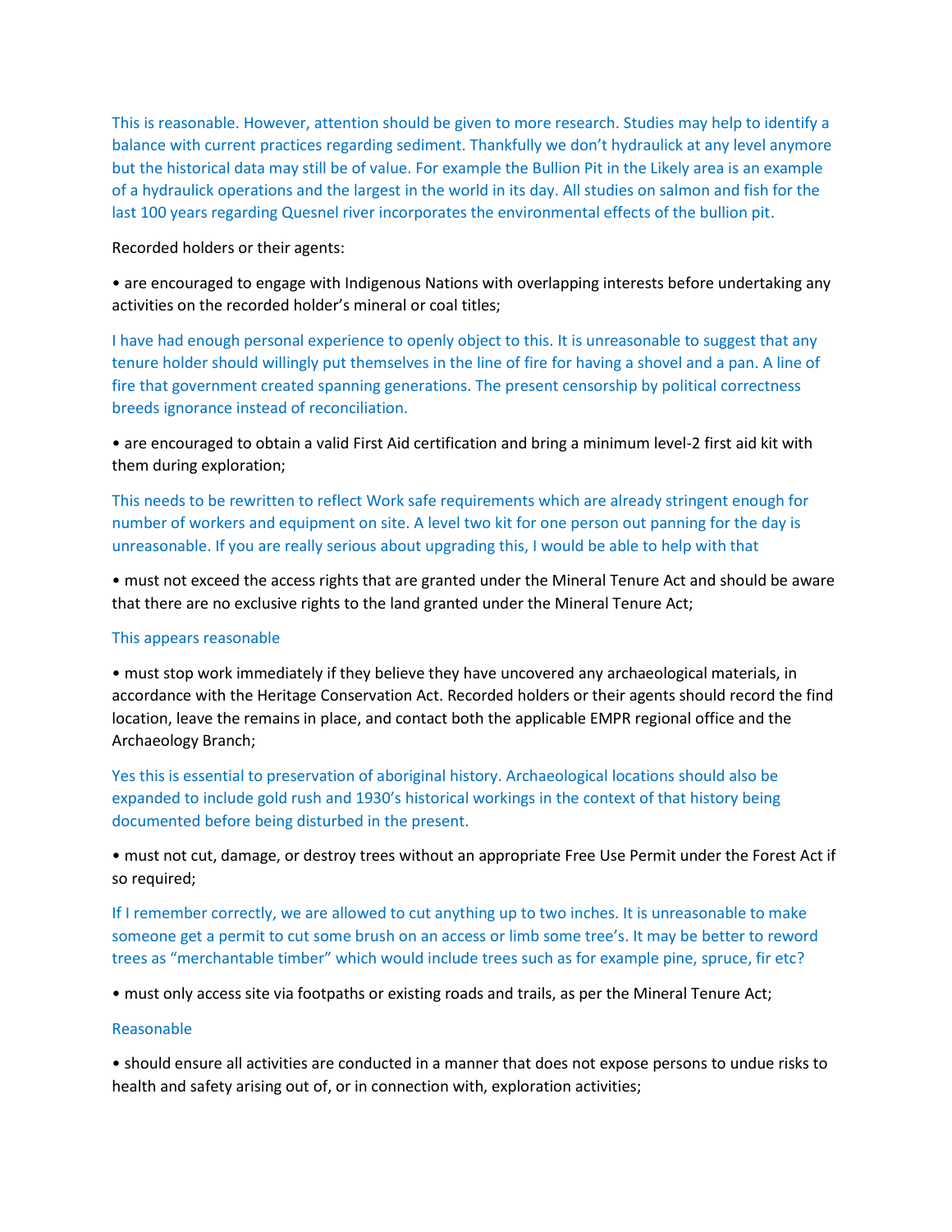This is reasonable. However, attention should be given to more research. Studies may help to identify a balance with current practices regarding sediment. Thankfully we don't hydraulick at any level anymore but the historical data may still be of value. For example the Bullion Pit in the Likely area is an example of a hydraulick operations and the largest in the world in its day. All studies on salmon and fish for the last 100 years regarding Quesnel river incorporates the environmental effects of the bullion pit.

Recorded holders or their agents:

• are encouraged to engage with Indigenous Nations with overlapping interests before undertaking any activities on the recorded holder's mineral or coal titles;

I have had enough personal experience to openly object to this. It is unreasonable to suggest that any tenure holder should willingly put themselves in the line of fire for having a shovel and a pan. A line of fire that government created spanning generations. The present censorship by political correctness breeds ignorance instead of reconciliation.

• are encouraged to obtain a valid First Aid certification and bring a minimum level-2 first aid kit with them during exploration;

This needs to be rewritten to reflect Work safe requirements which are already stringent enough for number of workers and equipment on site. A level two kit for one person out panning for the day is unreasonable. If you are really serious about upgrading this, I would be able to help with that

• must not exceed the access rights that are granted under the Mineral Tenure Act and should be aware that there are no exclusive rights to the land granted under the Mineral Tenure Act;

This appears reasonable

• must stop work immediately if they believe they have uncovered any archaeological materials, in accordance with the Heritage Conservation Act. Recorded holders or their agents should record the find location, leave the remains in place, and contact both the applicable EMPR regional office and the Archaeology Branch;

Yes this is essential to preservation of aboriginal history. Archaeological locations should also be expanded to include gold rush and 1930's historical workings in the context of that history being documented before being disturbed in the present.

• must not cut, damage, or destroy trees without an appropriate Free Use Permit under the Forest Act if so required;

If I remember correctly, we are allowed to cut anything up to two inches. It is unreasonable to make someone get a permit to cut some brush on an access or limb some tree's. It may be better to reword trees as "merchantable timber" which would include trees such as for example pine, spruce, fir etc?

• must only access site via footpaths or existing roads and trails, as per the Mineral Tenure Act;

Reasonable

• should ensure all activities are conducted in a manner that does not expose persons to undue risks to health and safety arising out of, or in connection with, exploration activities;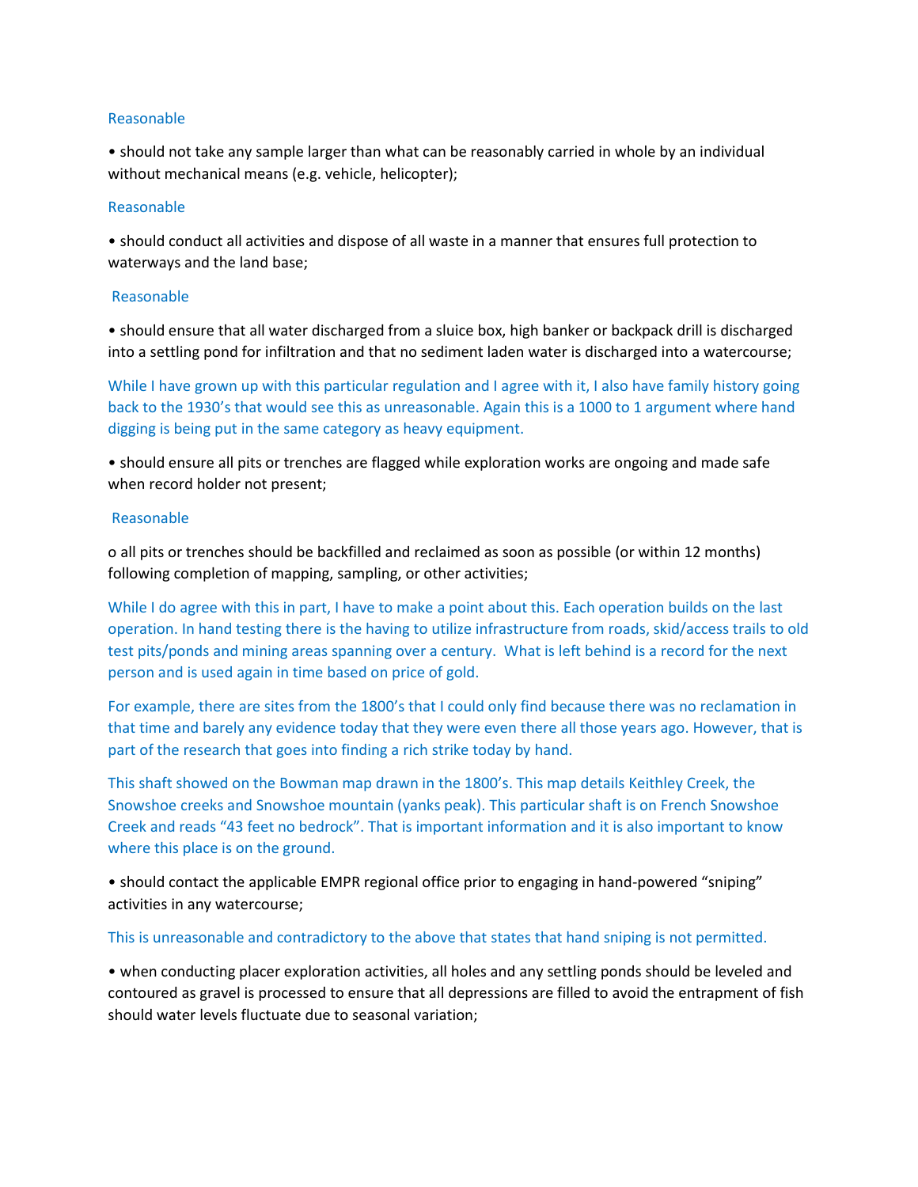Reasonable

- should not take any sample larger than what can be reasonably carried in whole by an individual without mechanical means (e.g. vehicle, helicopter);

Reasonable

- should conduct all activities and dispose of all waste in a manner that ensures full protection to waterways and the land base;

Reasonable

- should ensure that all water discharged from a sluice box, high banker or backpack drill is discharged into a settling pond for infiltration and that no sediment laden water is discharged into a watercourse;

While I have grown up with this particular regulation and I agree with it, I also have family history going back to the 1930's that would see this as unreasonable. Again this is a 1000 to 1 argument where hand digging is being put in the same category as heavy equipment.

- should ensure all pits or trenches are flagged while exploration works are ongoing and made safe when record holder not present;

Reasonable

  - all pits or trenches should be backfilled and reclaimed as soon as possible (or within 12 months) following completion of mapping, sampling, or other activities;

While I do agree with this in part, I have to make a point about this. Each operation builds on the last operation. In hand testing there is the having to utilize infrastructure from roads, skid/access trails to old test pits/ponds and mining areas spanning over a century. What is left behind is a record for the next person and is used again in time based on price of gold.

For example, there are sites from the 1800's that I could only find because there was no reclamation in that time and barely any evidence today that they were even there all those years ago. However, that is part of the research that goes into finding a rich strike today by hand.

This shaft showed on the Bowman map drawn in the 1800's. This map details Keithley Creek, the Snowshoe creeks and Snowshoe mountain (yanks peak). This particular shaft is on French Snowshoe Creek and reads "43 feet no bedrock". That is important information and it is also important to know where this place is on the ground.

- should contact the applicable EMPR regional office prior to engaging in hand-powered "sniping" activities in any watercourse;

This is unreasonable and contradictory to the above that states that hand sniping is not permitted.

- when conducting placer exploration activities, all holes and any settling ponds should be leveled and contoured as gravel is processed to ensure that all depressions are filled to avoid the entrapment of fish should water levels fluctuate due to seasonal variation;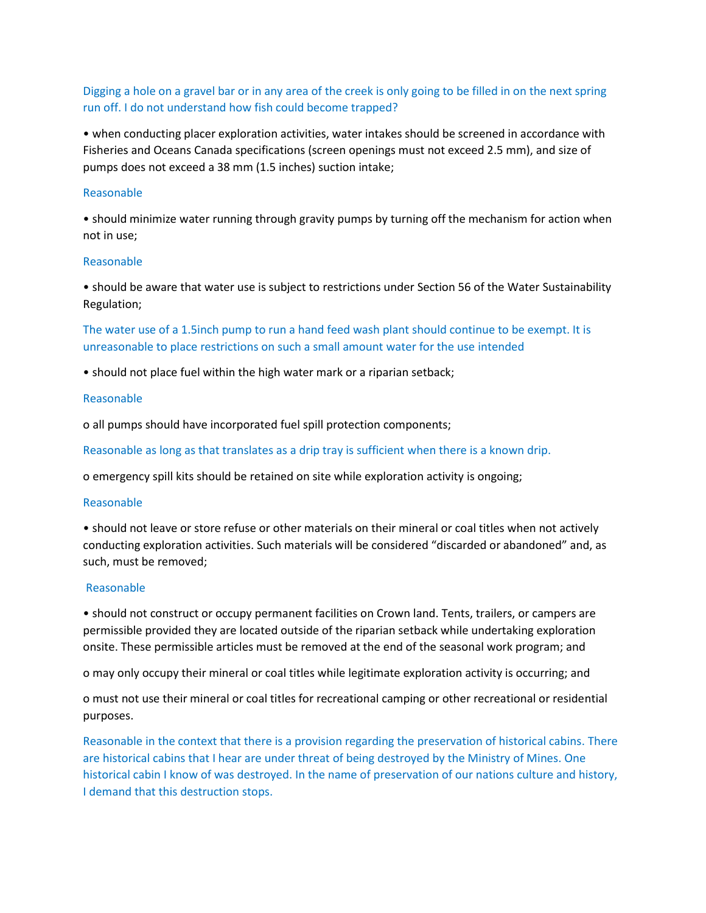Digging a hole on a gravel bar or in any area of the creek is only going to be filled in on the next spring run off. I do not understand how fish could become trapped?

- when conducting placer exploration activities, water intakes should be screened in accordance with Fisheries and Oceans Canada specifications (screen openings must not exceed 2.5 mm), and size of pumps does not exceed a 38 mm (1.5 inches) suction intake;

Reasonable

- should minimize water running through gravity pumps by turning off the mechanism for action when not in use;

Reasonable

- should be aware that water use is subject to restrictions under Section 56 of the Water Sustainability Regulation;

The water use of a 1.5inch pump to run a hand feed wash plant should continue to be exempt. It is unreasonable to place restrictions on such a small amount water for the use intended

- should not place fuel within the high water mark or a riparian setback;

Reasonable

  - all pumps should have incorporated fuel spill protection components;

Reasonable as long as that translates as a drip tray is sufficient when there is a known drip.

  - emergency spill kits should be retained on site while exploration activity is ongoing;

Reasonable

- should not leave or store refuse or other materials on their mineral or coal titles when not actively conducting exploration activities. Such materials will be considered "discarded or abandoned" and, as such, must be removed;

Reasonable

- should not construct or occupy permanent facilities on Crown land. Tents, trailers, or campers are permissible provided they are located outside of the riparian setback while undertaking exploration onsite. These permissible articles must be removed at the end of the seasonal work program; and

  - may only occupy their mineral or coal titles while legitimate exploration activity is occurring; and

  - must not use their mineral or coal titles for recreational camping or other recreational or residential purposes.

Reasonable in the context that there is a provision regarding the preservation of historical cabins. There are historical cabins that I hear are under threat of being destroyed by the Ministry of Mines. One historical cabin I know of was destroyed. In the name of preservation of our nations culture and history, I demand that this destruction stops.